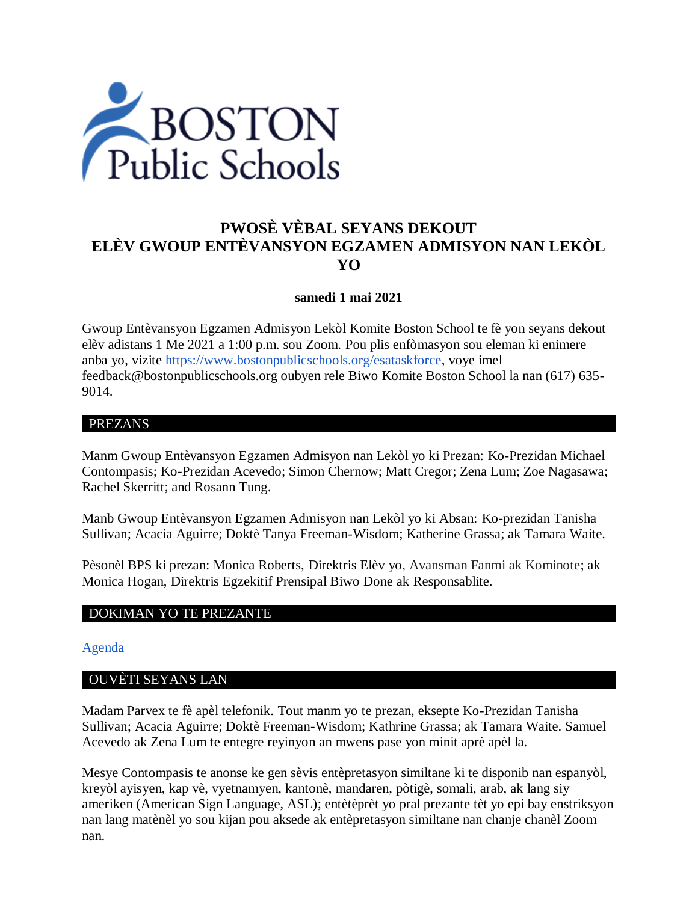BOSTON Public Schools

# PWOSÈ VÈBAL SEYANS DEKOUT ELÈV GWOUP ENTÈVANSYON EGZAMEN ADMISYON NAN LEKÒL YO

**samedi 1 mai 2021**

Gwoup Entèvansyon Egzamen Admisyon Lekòl Komite Boston School te fè yon seyans dekout elèv adistans 1 Me 2021 a 1:00 p.m. sou Zoom. Pou plis enfòmasyon sou eleman ki enimere anba yo, vizite [https://www.bostonpublicschools.org/esataskforce](https://www.bostonpublicschools.org/esataskforce), voye imel feedback@bostonpublicschools.org oubyen rele Biwo Komite Boston School la nan (617) 635-9014.

## PREZANS

Manm Gwoup Entèvansyon Egzamen Admisyon nan Lekòl yo ki Prezan: Ko-Prezidan Michael Contompasis; Ko-Prezidan Acevedo; Simon Chernow; Matt Cregor; Zena Lum; Zoe Nagasawa; Rachel Skerritt; and Rosann Tung.

Manb Gwoup Entèvansyon Egzamen Admisyon nan Lekòl yo ki Absan: Ko-prezidan Tanisha Sullivan; Acacia Aguirre; Doktè Tanya Freeman-Wisdom; Katherine Grassa; ak Tamara Waite.

Pèsonèl BPS ki prezan: Monica Roberts, Direktris Elèv yo, Avansman Fanmi ak Kominote; ak Monica Hogan, Direktris Egzekitif Prensipal Biwo Done ak Responsablite.

## DOKIMAN YO TE PREZANTE

[Agenda](Agenda)

## OUVÈTI SEYANS LAN

Madam Parvex te fè apèl telefonik. Tout manm yo te prezan, eksepte Ko-Prezidan Tanisha Sullivan; Acacia Aguirre; Doktè Freeman-Wisdom; Kathrine Grassa; ak Tamara Waite. Samuel Acevedo ak Zena Lum te entegre reyinyon an mwens pase yon minit aprè apèl la.

Mesye Contompasis te anonse ke gen sèvis entèpretasyon similtane ki te disponib nan espanyòl, kreyòl ayisyen, kap vè, vyetnamyen, kantonè, mandaren, pòtigè, somali, arab, ak lang siy ameriken (American Sign Language, ASL); entètèprèt yo pral prezante tèt yo epi bay enstriksyon nan lang matènèl yo sou kijan pou aksede ak entèpretasyon similtane nan chanje chanèl Zoom nan.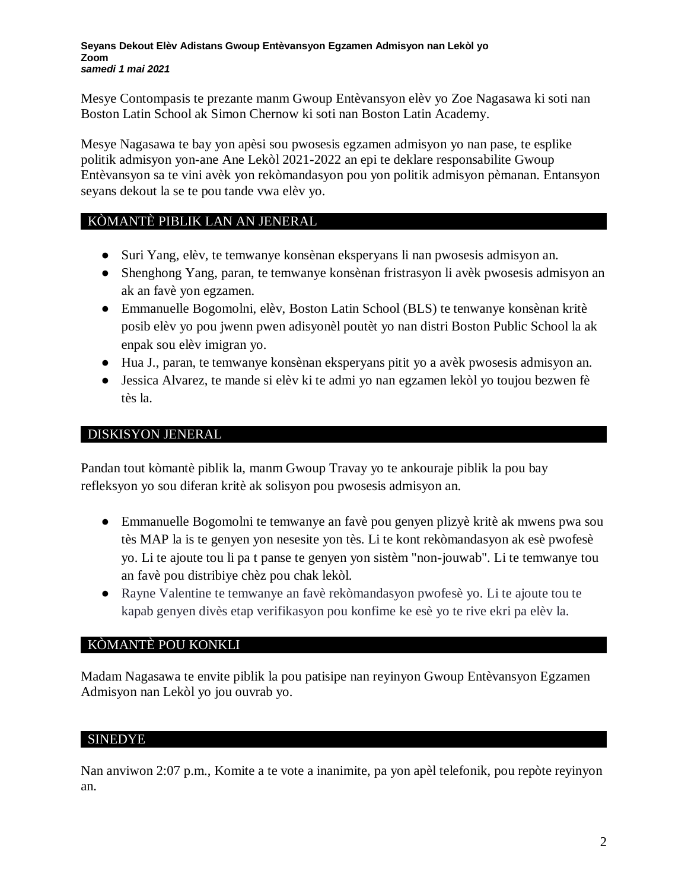**Seyans Dekout Elèv Adistans Gwoup Entèvansyon Egzamen Admisyon nan Lekòl yo**
**Zoom**
***samedi 1 mai 2021***

Mesye Contompasis te prezante manm Gwoup Entèvansyon elèv yo Zoe Nagasawa ki soti nan Boston Latin School ak Simon Chernow ki soti nan Boston Latin Academy.

Mesye Nagasawa te bay yon apèsi sou pwosesis egzamen admisyon yo nan pase, te esplike politik admisyon yon-ane Ane Lekòl 2021-2022 an epi te deklare responsabilite Gwoup Entèvansyon sa te vini avèk yon rekòmandasyon pou yon politik admisyon pèmanan. Entansyon seyans dekout la se te pou tande vwa elèv yo.

## KÒMANTÈ PIBLIK LAN AN JENERAL

- Suri Yang, elèv, te temwanye konsènan eksperyans li nan pwosesis admisyon an.
- Shenghong Yang, paran, te temwanye konsènan fristrasyon li avèk pwosesis admisyon an ak an favè yon egzamen.
- Emmanuelle Bogomolni, elèv, Boston Latin School (BLS) te tenwanye konsènan kritè posib elèv yo pou jwenn pwen adisyonèl poutèt yo nan distri Boston Public School la ak enpak sou elèv imigran yo.
- Hua J., paran, te temwanye konsènan eksperyans pitit yo a avèk pwosesis admisyon an.
- Jessica Alvarez, te mande si elèv ki te admi yo nan egzamen lekòl yo toujou bezwen fè tès la.

## DISKISYON JENERAL

Pandan tout kòmantè piblik la, manm Gwoup Travay yo te ankouraje piblik la pou bay refleksyon yo sou diferan kritè ak solisyon pou pwosesis admisyon an.

- Emmanuelle Bogomolni te temwanye an favè pou genyen plizyè kritè ak mwens pwa sou tès MAP la is te genyen yon nesesite yon tès. Li te kont rekòmandasyon ak esè pwofesè yo. Li te ajoute tou li pa t panse te genyen yon sistèm "non-jouwab". Li te temwanye tou an favè pou distribiye chèz pou chak lekòl.
- Rayne Valentine te temwanye an favè rekòmandasyon pwofesè yo. Li te ajoute tou te kapab genyen divès etap verifikasyon pou konfime ke esè yo te rive ekri pa elèv la.

## KÒMANTÈ POU KONKLI

Madam Nagasawa te envite piblik la pou patisipe nan reyinyon Gwoup Entèvansyon Egzamen Admisyon nan Lekòl yo jou ouvrab yo.

## SINEDYE

Nan anviwon 2:07 p.m., Komite a te vote a inanimite, pa yon apèl telefonik, pou repòte reyinyon an.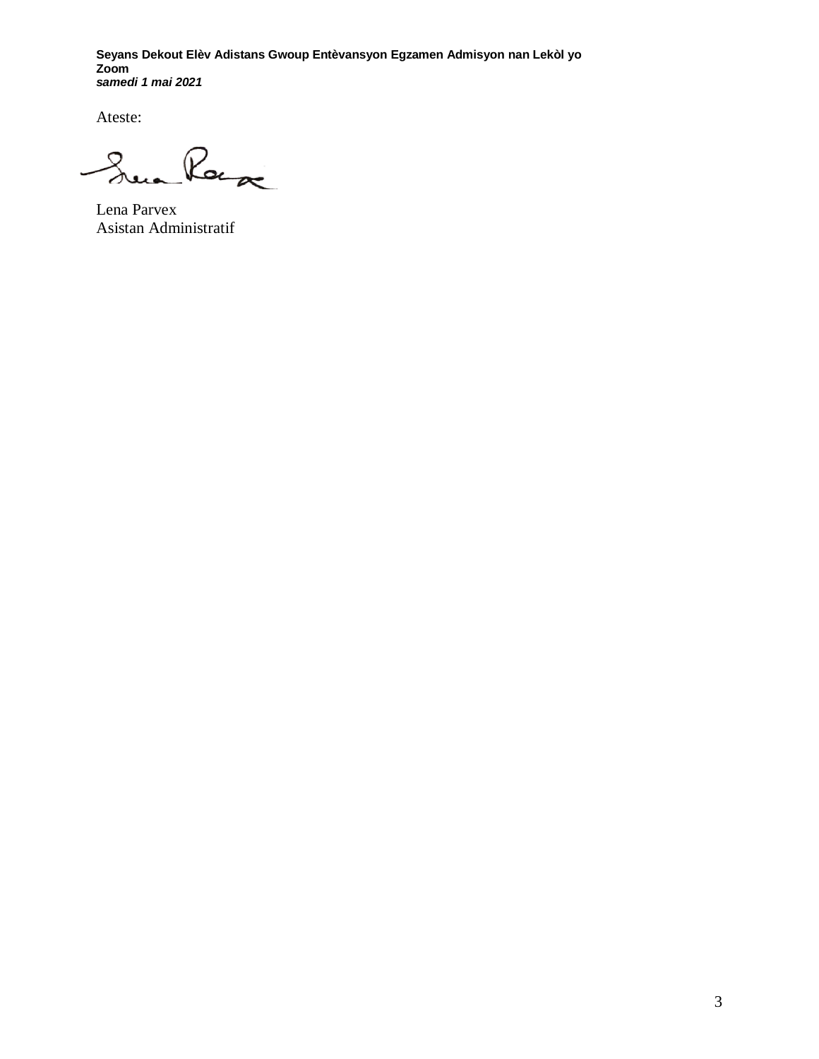Ateste:

Lena Parvex
Asistan Administratif